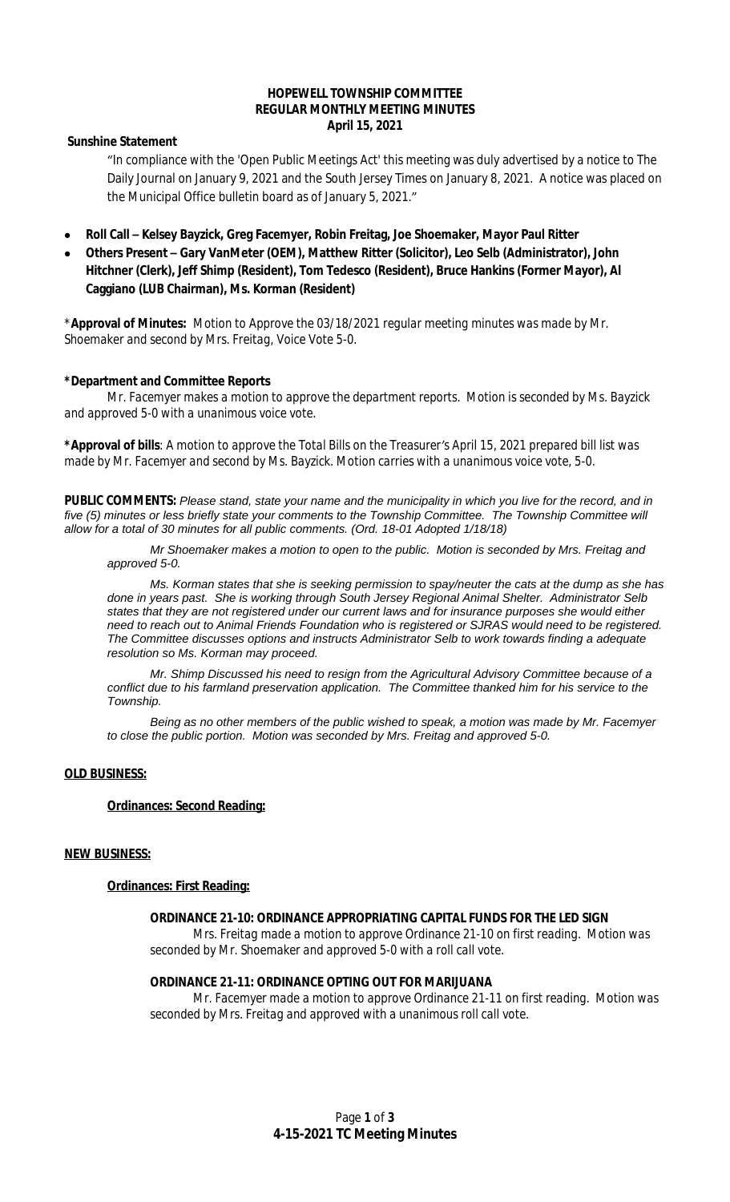**HOPEWELL TOWNSHIP COMMITTEE**
**REGULAR MONTHLY MEETING MINUTES**
**April 15, 2021**

**Sunshine Statement**

"In compliance with the 'Open Public Meetings Act' this meeting was duly advertised by a notice to The Daily Journal on January 9, 2021 and the South Jersey Times on January 8, 2021. A notice was placed on the Municipal Office bulletin board as of January 5, 2021."

- **Roll Call – Kelsey Bayzick, Greg Facemyer, Robin Freitag, Joe Shoemaker, Mayor Paul Ritter**
- **Others Present – Gary VanMeter (OEM), Matthew Ritter (Solicitor), Leo Selb (Administrator), John Hitchner (Clerk), Jeff Shimp (Resident), Tom Tedesco (Resident), Bruce Hankins (Former Mayor), Al Caggiano (LUB Chairman), Ms. Korman (Resident)**

\***Approval of Minutes:** *Motion to Approve the 03/18/2021 regular meeting minutes was made by Mr. Shoemaker and second by Mrs. Freitag, Voice Vote 5-0.*

**\*Department and Committee Reports**

*Mr. Facemyer makes a motion to approve the department reports. Motion is seconded by Ms. Bayzick and approved 5-0 with a unanimous voice vote.*

**\*Approval of bills**: *A motion to approve the Total Bills on the Treasurer's April 15, 2021 prepared bill list was made by Mr. Facemyer and second by Ms. Bayzick. Motion carries with a unanimous voice vote, 5-0.*

**PUBLIC COMMENTS:** *Please stand, state your name and the municipality in which you live for the record, and in five (5) minutes or less briefly state your comments to the Township Committee. The Township Committee will allow for a total of 30 minutes for all public comments. (Ord. 18-01 Adopted 1/18/18)*

*Mr Shoemaker makes a motion to open to the public. Motion is seconded by Mrs. Freitag and approved 5-0.*

*Ms. Korman states that she is seeking permission to spay/neuter the cats at the dump as she has done in years past. She is working through South Jersey Regional Animal Shelter. Administrator Selb states that they are not registered under our current laws and for insurance purposes she would either need to reach out to Animal Friends Foundation who is registered or SJRAS would need to be registered. The Committee discusses options and instructs Administrator Selb to work towards finding a adequate resolution so Ms. Korman may proceed.*

*Mr. Shimp Discussed his need to resign from the Agricultural Advisory Committee because of a conflict due to his farmland preservation application. The Committee thanked him for his service to the Township.*

*Being as no other members of the public wished to speak, a motion was made by Mr. Facemyer to close the public portion. Motion was seconded by Mrs. Freitag and approved 5-0.*

**OLD BUSINESS:**

**Ordinances: Second Reading:**

**NEW BUSINESS:**

**Ordinances: First Reading:**

**ORDINANCE 21-10: ORDINANCE APPROPRIATING CAPITAL FUNDS FOR THE LED SIGN**

*Mrs. Freitag made a motion to approve Ordinance 21-10 on first reading. Motion was seconded by Mr. Shoemaker and approved 5-0 with a roll call vote.*

**ORDINANCE 21-11: ORDINANCE OPTING OUT FOR MARIJUANA**

*Mr. Facemyer made a motion to approve Ordinance 21-11 on first reading. Motion was seconded by Mrs. Freitag and approved with a unanimous roll call vote.*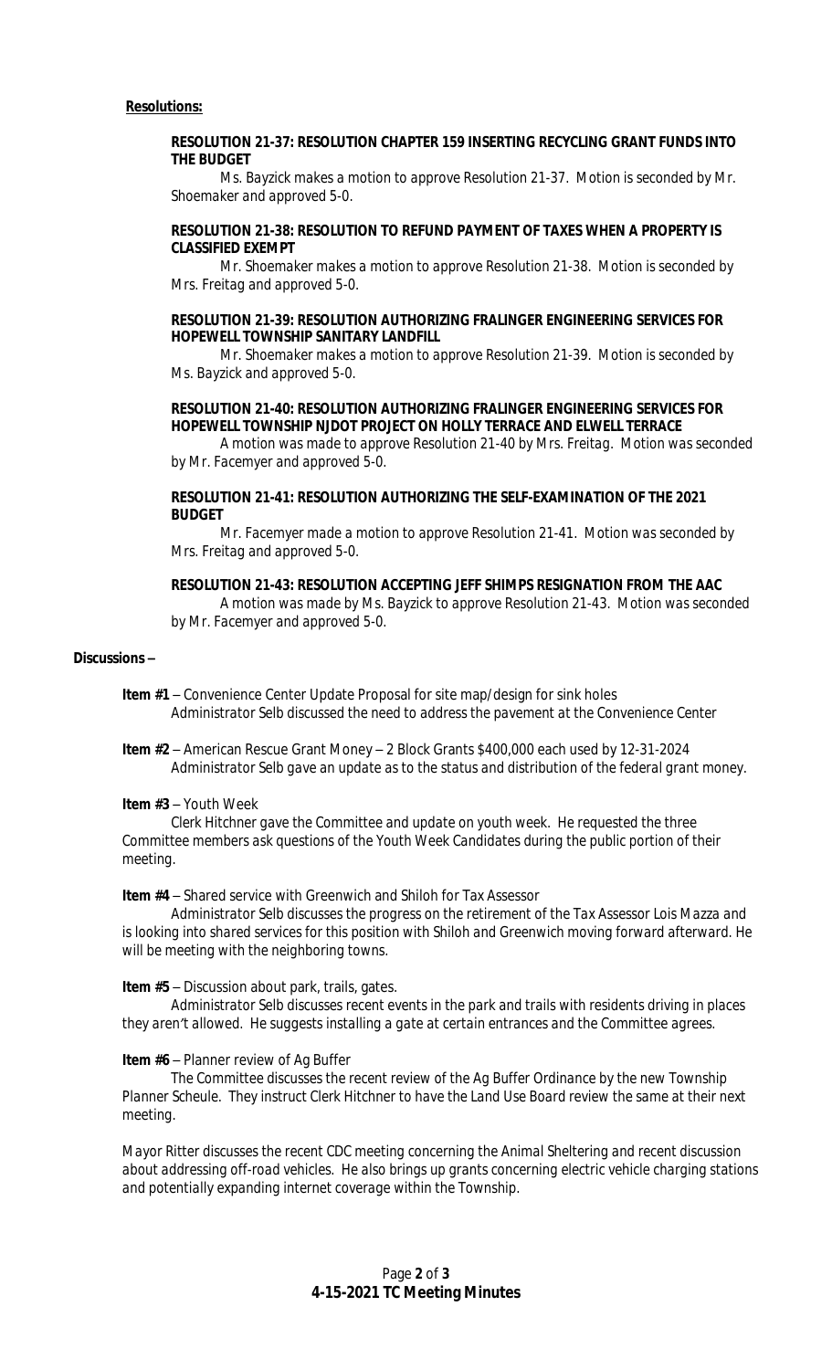**Resolutions:**

**RESOLUTION 21-37: RESOLUTION CHAPTER 159 INSERTING RECYCLING GRANT FUNDS INTO THE BUDGET**

*Ms. Bayzick makes a motion to approve Resolution 21-37. Motion is seconded by Mr. Shoemaker and approved 5-0.*

**RESOLUTION 21-38: RESOLUTION TO REFUND PAYMENT OF TAXES WHEN A PROPERTY IS CLASSIFIED EXEMPT**

*Mr. Shoemaker makes a motion to approve Resolution 21-38. Motion is seconded by Mrs. Freitag and approved 5-0.*

**RESOLUTION 21-39: RESOLUTION AUTHORIZING FRALINGER ENGINEERING SERVICES FOR HOPEWELL TOWNSHIP SANITARY LANDFILL**

*Mr. Shoemaker makes a motion to approve Resolution 21-39. Motion is seconded by Ms. Bayzick and approved 5-0.*

**RESOLUTION 21-40: RESOLUTION AUTHORIZING FRALINGER ENGINEERING SERVICES FOR HOPEWELL TOWNSHIP NJDOT PROJECT ON HOLLY TERRACE AND ELWELL TERRACE**

*A motion was made to approve Resolution 21-40 by Mrs. Freitag. Motion was seconded by Mr. Facemyer and approved 5-0.*

**RESOLUTION 21-41: RESOLUTION AUTHORIZING THE SELF-EXAMINATION OF THE 2021 BUDGET**

*Mr. Facemyer made a motion to approve Resolution 21-41. Motion was seconded by Mrs. Freitag and approved 5-0.*

**RESOLUTION 21-43: RESOLUTION ACCEPTING JEFF SHIMPS RESIGNATION FROM THE AAC**

*A motion was made by Ms. Bayzick to approve Resolution 21-43. Motion was seconded by Mr. Facemyer and approved 5-0.*

**Discussions –**

**Item #1** – Convenience Center Update Proposal for site map/design for sink holes
*Administrator Selb discussed the need to address the pavement at the Convenience Center*

**Item #2** – American Rescue Grant Money – 2 Block Grants $400,000 each used by 12-31-2024
*Administrator Selb gave an update as to the status and distribution of the federal grant money.*

**Item #3** – Youth Week
*Clerk Hitchner gave the Committee and update on youth week. He requested the three Committee members ask questions of the Youth Week Candidates during the public portion of their meeting.*

**Item #4** – Shared service with Greenwich and Shiloh for Tax Assessor
*Administrator Selb discusses the progress on the retirement of the Tax Assessor Lois Mazza and is looking into shared services for this position with Shiloh and Greenwich moving forward afterward. He will be meeting with the neighboring towns.*

**Item #5** – Discussion about park, trails, gates.
*Administrator Selb discusses recent events in the park and trails with residents driving in places they aren't allowed. He suggests installing a gate at certain entrances and the Committee agrees.*

**Item #6** – Planner review of Ag Buffer
*The Committee discusses the recent review of the Ag Buffer Ordinance by the new Township Planner Scheule. They instruct Clerk Hitchner to have the Land Use Board review the same at their next meeting.*

*Mayor Ritter discusses the recent CDC meeting concerning the Animal Sheltering and recent discussion about addressing off-road vehicles. He also brings up grants concerning electric vehicle charging stations and potentially expanding internet coverage within the Township.*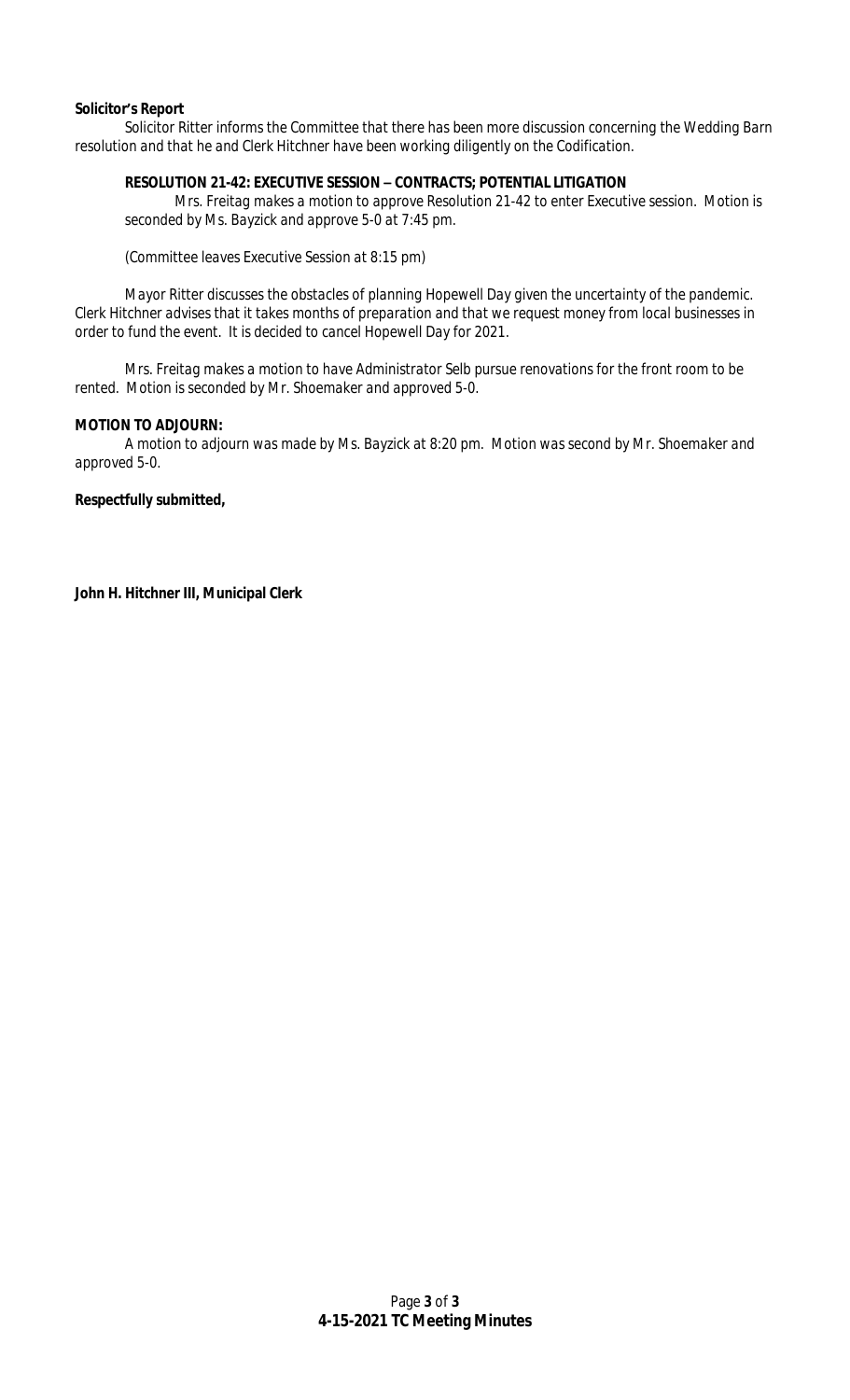**Solicitor's Report**

Solicitor Ritter informs the Committee that there has been more discussion concerning the Wedding Barn resolution and that he and Clerk Hitchner have been working diligently on the Codification.

**RESOLUTION 21-42: EXECUTIVE SESSION – CONTRACTS; POTENTIAL LITIGATION**

Mrs. Freitag makes a motion to approve Resolution 21-42 to enter Executive session. Motion is seconded by Ms. Bayzick and approve 5-0 at 7:45 pm.

(Committee leaves Executive Session at 8:15 pm)

Mayor Ritter discusses the obstacles of planning Hopewell Day given the uncertainty of the pandemic. Clerk Hitchner advises that it takes months of preparation and that we request money from local businesses in order to fund the event. It is decided to cancel Hopewell Day for 2021.

Mrs. Freitag makes a motion to have Administrator Selb pursue renovations for the front room to be rented. Motion is seconded by Mr. Shoemaker and approved 5-0.

**MOTION TO ADJOURN:**

A motion to adjourn was made by Ms. Bayzick at 8:20 pm. Motion was second by Mr. Shoemaker and approved 5-0.

**Respectfully submitted,**

**John H. Hitchner III, Municipal Clerk**